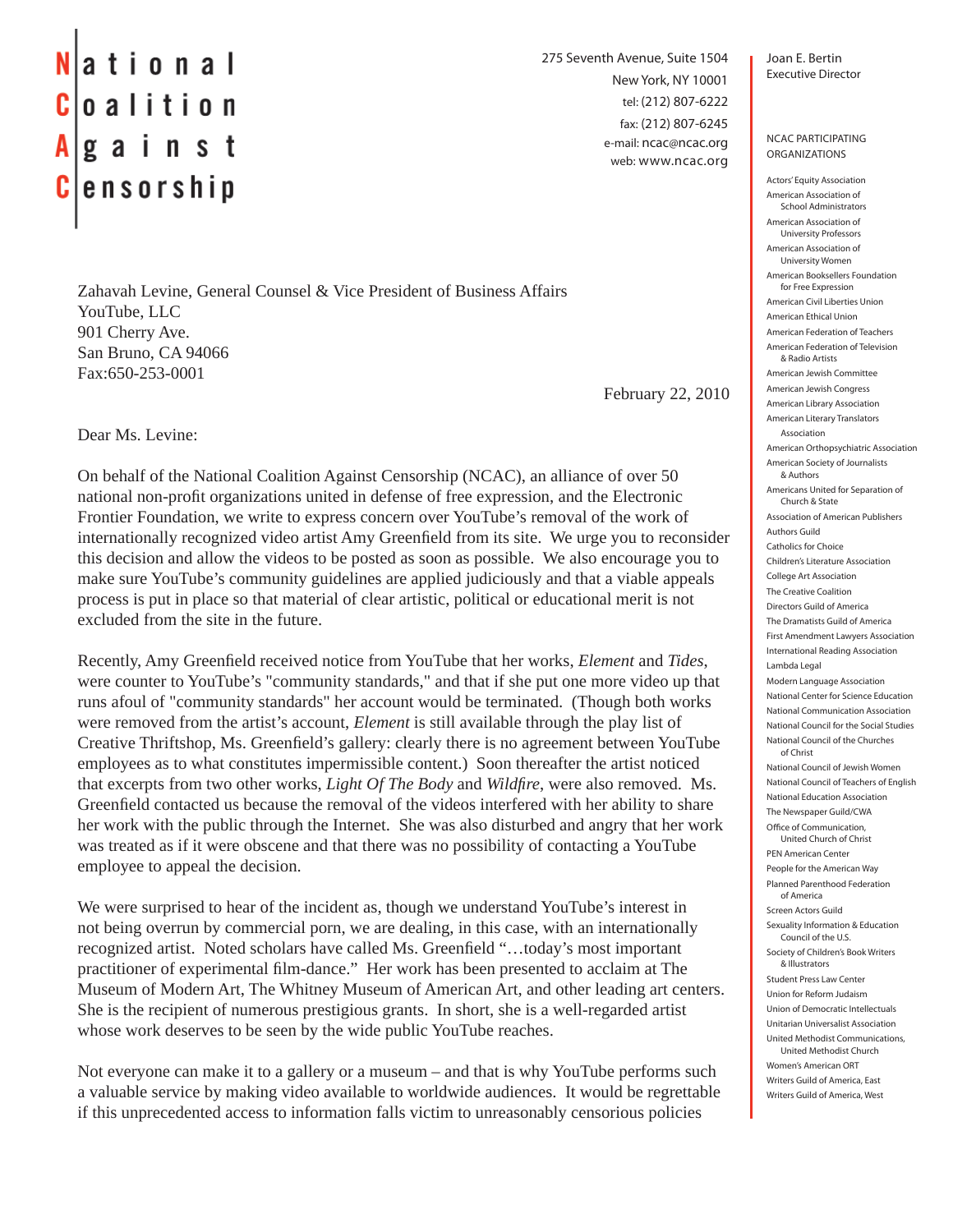# National Coalition Against Censorship

275 Seventh Avenue, Suite 1504
New York, NY 10001
tel: (212) 807-6222
fax: (212) 807-6245
e-mail: ncac@ncac.org
web: www.ncac.org

Joan E. Bertin
Executive Director

NCAC PARTICIPATING ORGANIZATIONS

Actors' Equity Association
American Association of School Administrators
American Association of University Professors
American Association of University Women
American Booksellers Foundation for Free Expression
American Civil Liberties Union
American Ethical Union
American Federation of Teachers
American Federation of Television & Radio Artists
American Jewish Committee
American Jewish Congress
American Library Association
American Literary Translators Association
American Orthopsychiatric Association
American Society of Journalists & Authors
Americans United for Separation of Church & State
Association of American Publishers
Authors Guild
Catholics for Choice
Children's Literature Association
College Art Association
The Creative Coalition
Directors Guild of America
The Dramatists Guild of America
First Amendment Lawyers Association
International Reading Association
Lambda Legal
Modern Language Association
National Center for Science Education
National Communication Association
National Council for the Social Studies
National Council of the Churches of Christ
National Council of Jewish Women
National Council of Teachers of English
National Education Association
The Newspaper Guild/CWA
Office of Communication, United Church of Christ
PEN American Center
People for the American Way
Planned Parenthood Federation of America
Screen Actors Guild
Sexuality Information & Education Council of the U.S.
Society of Children's Book Writers & Illustrators
Student Press Law Center
Union for Reform Judaism
Union of Democratic Intellectuals
Unitarian Universalist Association
United Methodist Communications, United Methodist Church
Women's American ORT
Writers Guild of America, East
Writers Guild of America, West

Zahavah Levine, General Counsel & Vice President of Business Affairs
YouTube, LLC
901 Cherry Ave.
San Bruno, CA 94066
Fax:650-253-0001

February 22, 2010

Dear Ms. Levine:

On behalf of the National Coalition Against Censorship (NCAC), an alliance of over 50 national non-profit organizations united in defense of free expression, and the Electronic Frontier Foundation, we write to express concern over YouTube's removal of the work of internationally recognized video artist Amy Greenfield from its site. We urge you to reconsider this decision and allow the videos to be posted as soon as possible. We also encourage you to make sure YouTube's community guidelines are applied judiciously and that a viable appeals process is put in place so that material of clear artistic, political or educational merit is not excluded from the site in the future.

Recently, Amy Greenfield received notice from YouTube that her works, *Element* and *Tides*, were counter to YouTube's "community standards," and that if she put one more video up that runs afoul of "community standards" her account would be terminated. (Though both works were removed from the artist's account, *Element* is still available through the play list of Creative Thriftshop, Ms. Greenfield's gallery: clearly there is no agreement between YouTube employees as to what constitutes impermissible content.) Soon thereafter the artist noticed that excerpts from two other works, *Light Of The Body* and *Wildfire*, were also removed. Ms. Greenfield contacted us because the removal of the videos interfered with her ability to share her work with the public through the Internet. She was also disturbed and angry that her work was treated as if it were obscene and that there was no possibility of contacting a YouTube employee to appeal the decision.

We were surprised to hear of the incident as, though we understand YouTube's interest in not being overrun by commercial porn, we are dealing, in this case, with an internationally recognized artist. Noted scholars have called Ms. Greenfield "…today's most important practitioner of experimental film-dance." Her work has been presented to acclaim at The Museum of Modern Art, The Whitney Museum of American Art, and other leading art centers. She is the recipient of numerous prestigious grants. In short, she is a well-regarded artist whose work deserves to be seen by the wide public YouTube reaches.

Not everyone can make it to a gallery or a museum – and that is why YouTube performs such a valuable service by making video available to worldwide audiences. It would be regrettable if this unprecedented access to information falls victim to unreasonably censorious policies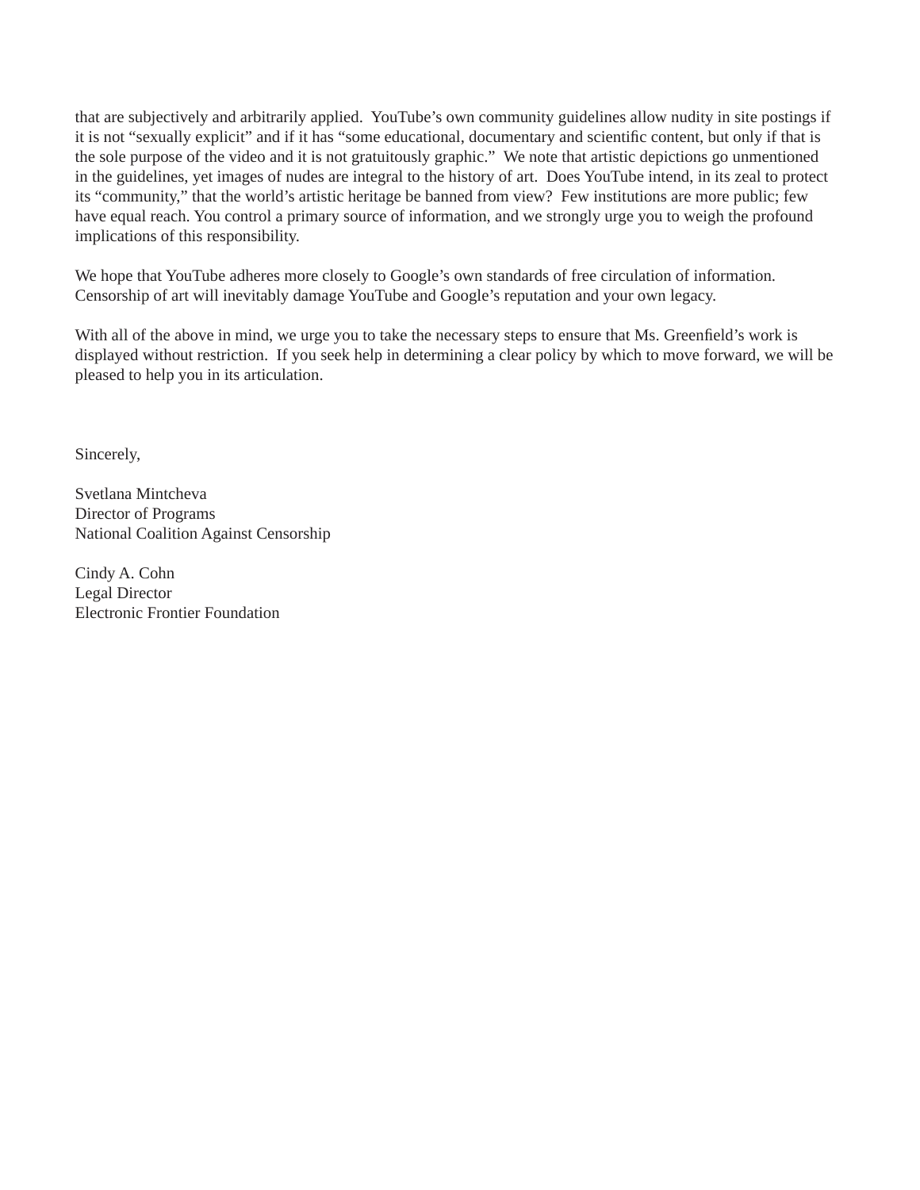that are subjectively and arbitrarily applied. YouTube's own community guidelines allow nudity in site postings if it is not "sexually explicit" and if it has "some educational, documentary and scientific content, but only if that is the sole purpose of the video and it is not gratuitously graphic." We note that artistic depictions go unmentioned in the guidelines, yet images of nudes are integral to the history of art. Does YouTube intend, in its zeal to protect its "community," that the world's artistic heritage be banned from view? Few institutions are more public; few have equal reach. You control a primary source of information, and we strongly urge you to weigh the profound implications of this responsibility.

We hope that YouTube adheres more closely to Google's own standards of free circulation of information. Censorship of art will inevitably damage YouTube and Google's reputation and your own legacy.

With all of the above in mind, we urge you to take the necessary steps to ensure that Ms. Greenfield's work is displayed without restriction. If you seek help in determining a clear policy by which to move forward, we will be pleased to help you in its articulation.

Sincerely,

Svetlana Mintcheva
Director of Programs
National Coalition Against Censorship

Cindy A. Cohn
Legal Director
Electronic Frontier Foundation